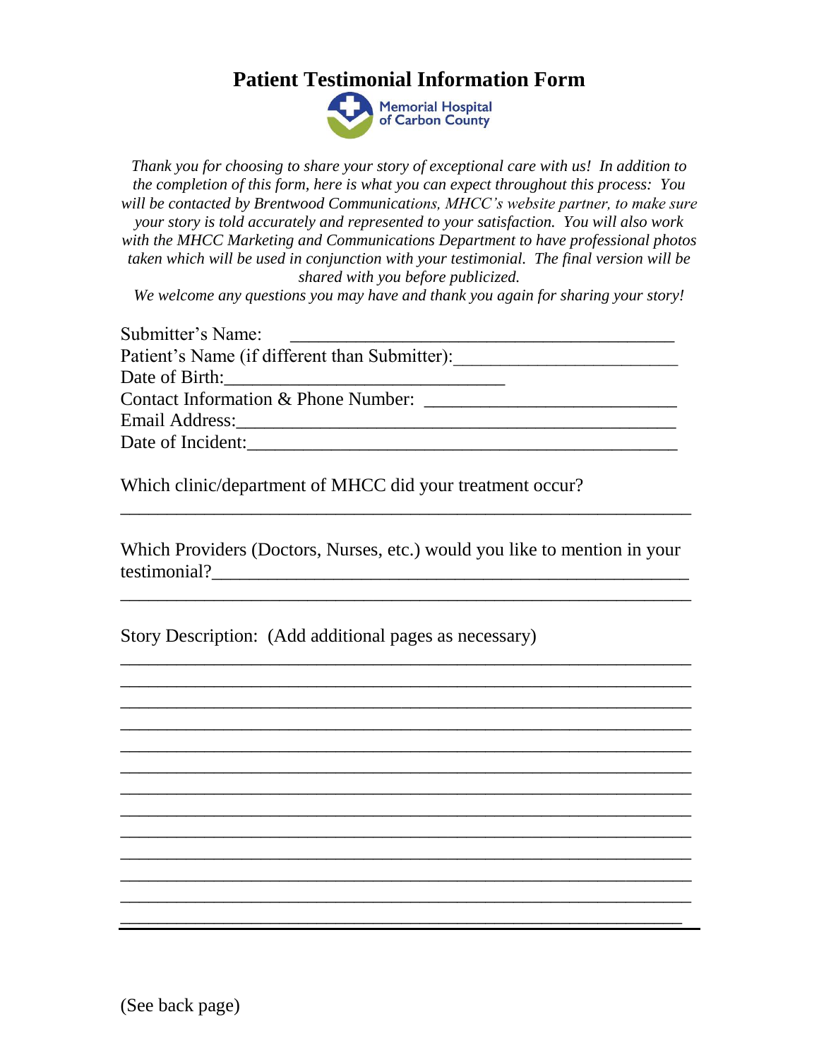# Patient Testimonial Information Form

Memorial Hospital of Carbon County

*Thank you for choosing to share your story of exceptional care with us! In addition to the completion of this form, here is what you can expect throughout this process: You will be contacted by Brentwood Communications, MHCC's website partner, to make sure your story is told accurately and represented to your satisfaction. You will also work with the MHCC Marketing and Communications Department to have professional photos taken which will be used in conjunction with your testimonial. The final version will be shared with you before publicized.*

*We welcome any questions you may have and thank you again for sharing your story!*

Submitter's Name: ___________________________________________

Patient's Name (if different than Submitter):________________________

Date of Birth:______________________________

Contact Information & Phone Number: ___________________________

Email Address:__________________________________________________

Date of Incident:________________________________________________

Which clinic/department of MHCC did your treatment occur?

_______________________________________________________________

Which Providers (Doctors, Nurses, etc.) would you like to mention in your testimonial?_____________________________________________________

_______________________________________________________________

Story Description: (Add additional pages as necessary)

_______________________________________________________________

_______________________________________________________________

_______________________________________________________________

_______________________________________________________________

_______________________________________________________________

_______________________________________________________________

_______________________________________________________________

_______________________________________________________________

_______________________________________________________________

_______________________________________________________________

_______________________________________________________________

_______________________________________________________________

_______________________________________________________________

(See back page)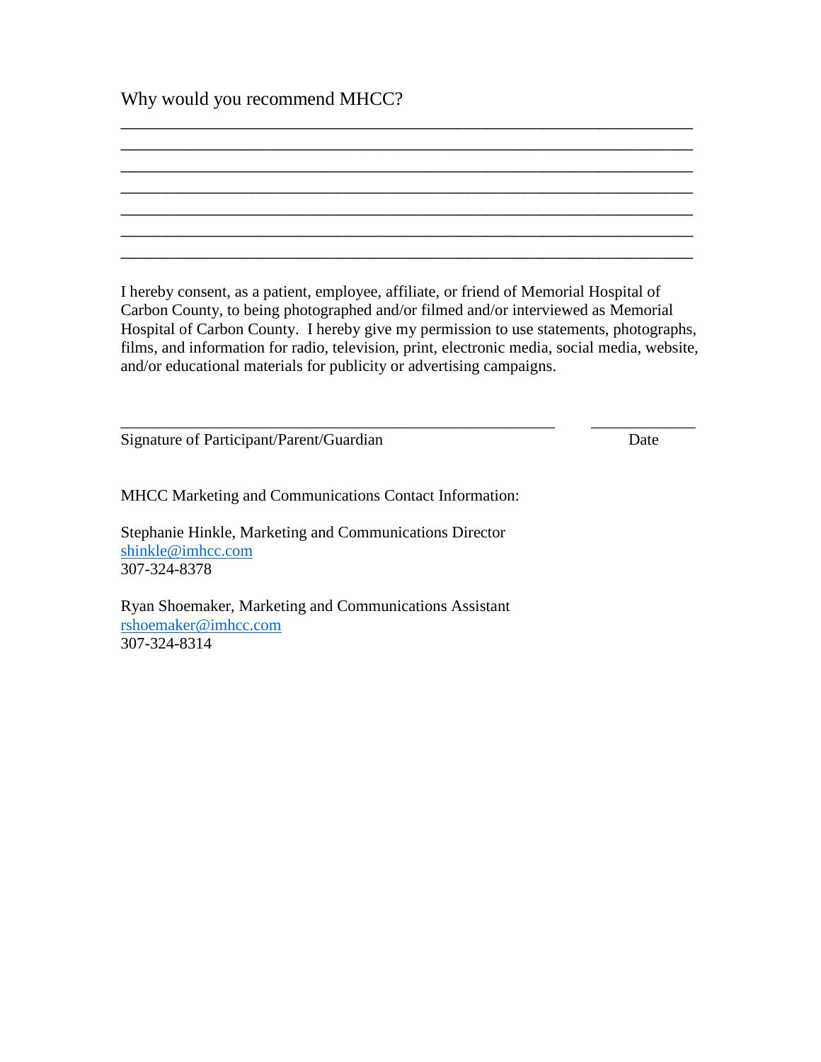Why would you recommend MHCC?

_______________________________________________________________________
_______________________________________________________________________
_______________________________________________________________________
_______________________________________________________________________
_______________________________________________________________________
_______________________________________________________________________
_______________________________________________________________________

I hereby consent, as a patient, employee, affiliate, or friend of Memorial Hospital of Carbon County, to being photographed and/or filmed and/or interviewed as Memorial Hospital of Carbon County. I hereby give my permission to use statements, photographs, films, and information for radio, television, print, electronic media, social media, website, and/or educational materials for publicity or advertising campaigns.

_______________________________________________________ _____________

Signature of Participant/Parent/Guardian Date

MHCC Marketing and Communications Contact Information:

Stephanie Hinkle, Marketing and Communications Director
shinkle@imhcc.com
307-324-8378

Ryan Shoemaker, Marketing and Communications Assistant
rshoemaker@imhcc.com
307-324-8314